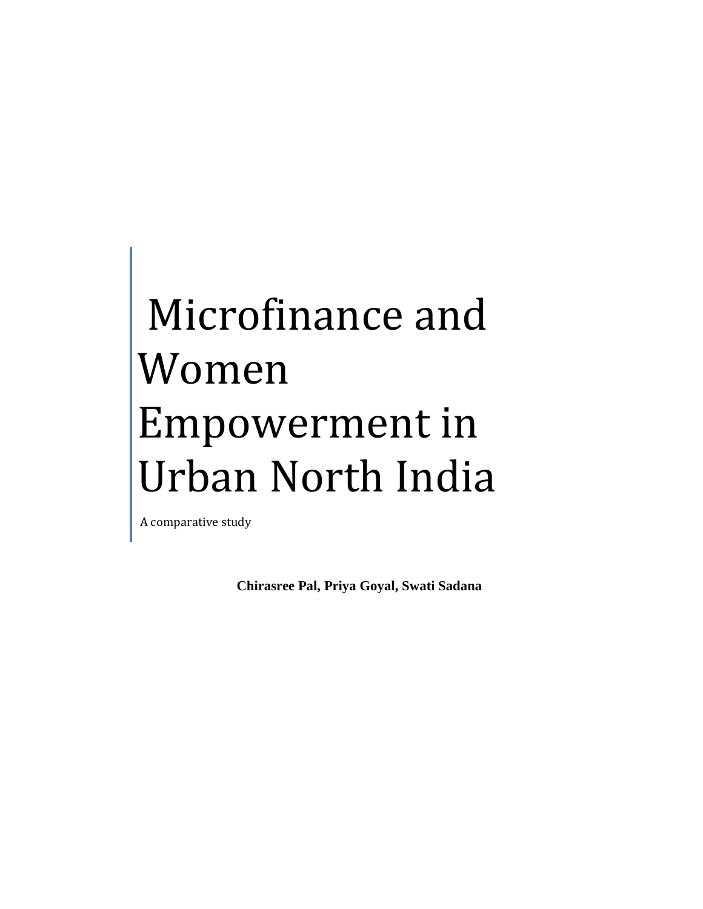# Microfinance and Women Empowerment in Urban North India

A comparative study

**Chirasree Pal, Priya Goyal, Swati Sadana**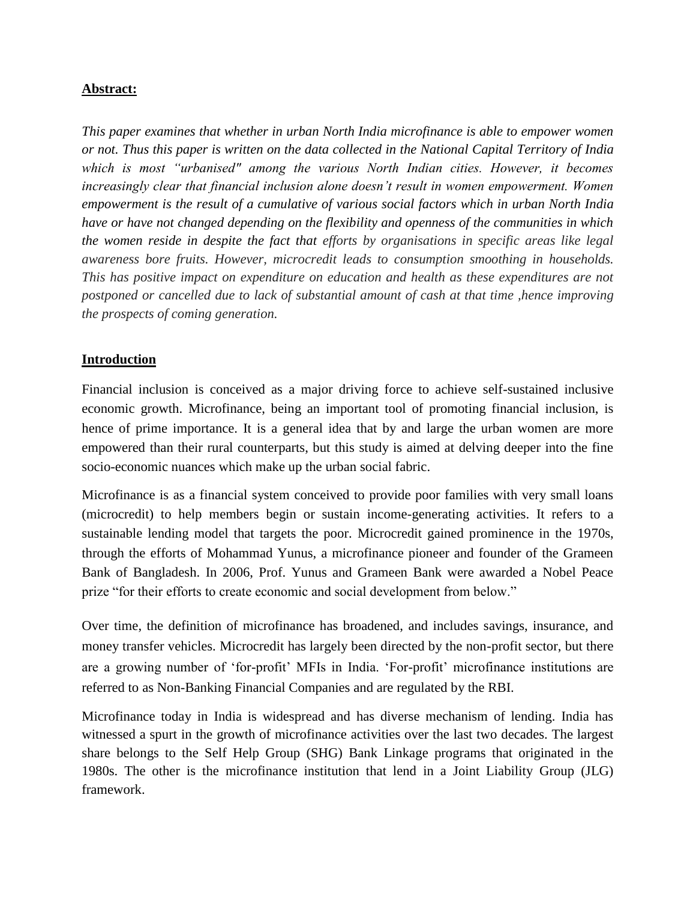## Abstract:

*This paper examines that whether in urban North India microfinance is able to empower women or not. Thus this paper is written on the data collected in the National Capital Territory of India which is most "urbanised" among the various North Indian cities. However, it becomes increasingly clear that financial inclusion alone doesn't result in women empowerment. Women empowerment is the result of a cumulative of various social factors which in urban North India have or have not changed depending on the flexibility and openness of the communities in which the women reside in despite the fact that efforts by organisations in specific areas like legal awareness bore fruits. However, microcredit leads to consumption smoothing in households. This has positive impact on expenditure on education and health as these expenditures are not postponed or cancelled due to lack of substantial amount of cash at that time ,hence improving the prospects of coming generation.*

## Introduction

Financial inclusion is conceived as a major driving force to achieve self-sustained inclusive economic growth. Microfinance, being an important tool of promoting financial inclusion, is hence of prime importance. It is a general idea that by and large the urban women are more empowered than their rural counterparts, but this study is aimed at delving deeper into the fine socio-economic nuances which make up the urban social fabric.

Microfinance is as a financial system conceived to provide poor families with very small loans (microcredit) to help members begin or sustain income-generating activities. It refers to a sustainable lending model that targets the poor. Microcredit gained prominence in the 1970s, through the efforts of Mohammad Yunus, a microfinance pioneer and founder of the Grameen Bank of Bangladesh. In 2006, Prof. Yunus and Grameen Bank were awarded a Nobel Peace prize "for their efforts to create economic and social development from below."

Over time, the definition of microfinance has broadened, and includes savings, insurance, and money transfer vehicles. Microcredit has largely been directed by the non-profit sector, but there are a growing number of 'for-profit' MFIs in India. 'For-profit' microfinance institutions are referred to as Non-Banking Financial Companies and are regulated by the RBI.

Microfinance today in India is widespread and has diverse mechanism of lending. India has witnessed a spurt in the growth of microfinance activities over the last two decades. The largest share belongs to the Self Help Group (SHG) Bank Linkage programs that originated in the 1980s. The other is the microfinance institution that lend in a Joint Liability Group (JLG) framework.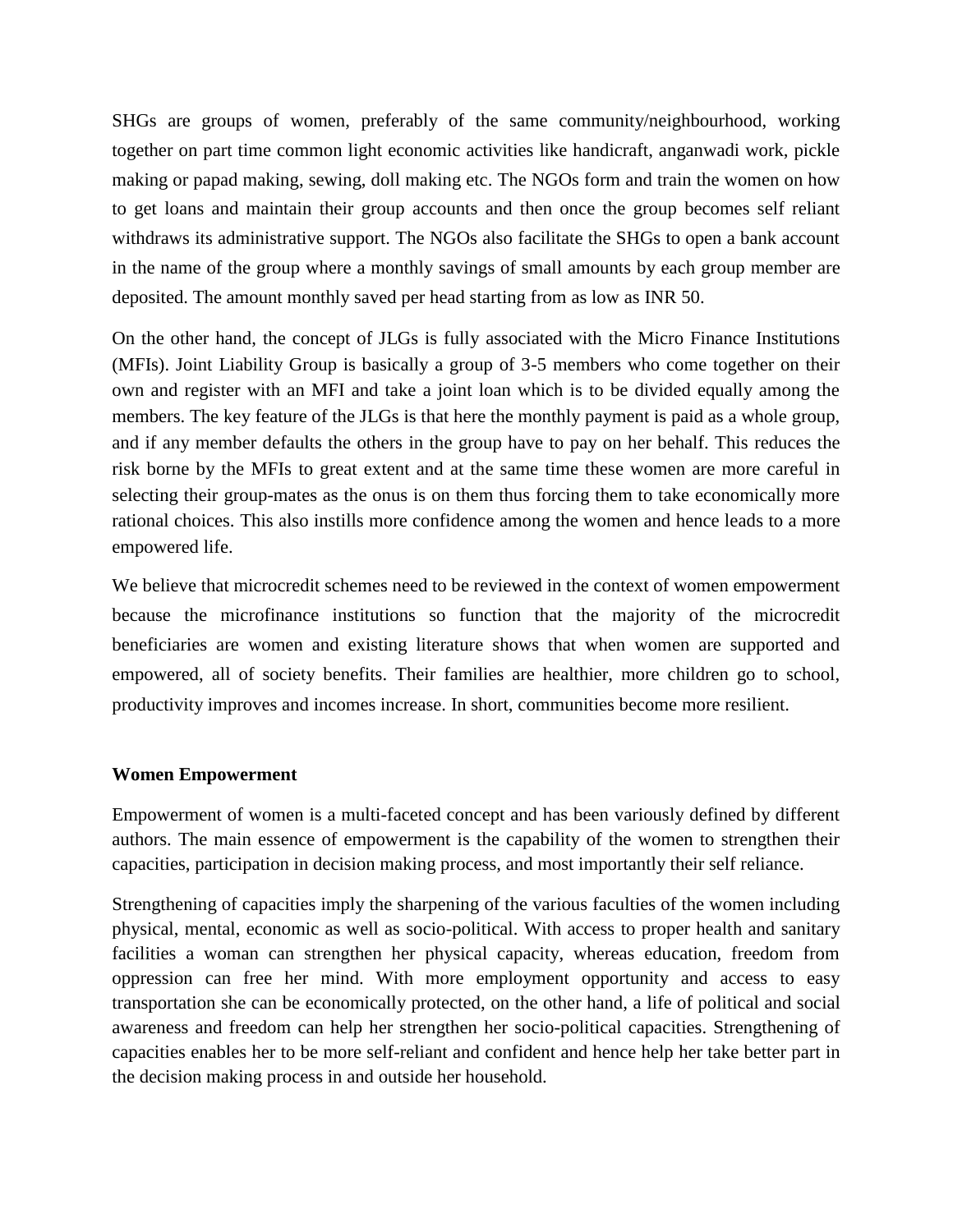SHGs are groups of women, preferably of the same community/neighbourhood, working together on part time common light economic activities like handicraft, anganwadi work, pickle making or papad making, sewing, doll making etc. The NGOs form and train the women on how to get loans and maintain their group accounts and then once the group becomes self reliant withdraws its administrative support. The NGOs also facilitate the SHGs to open a bank account in the name of the group where a monthly savings of small amounts by each group member are deposited. The amount monthly saved per head starting from as low as INR 50.

On the other hand, the concept of JLGs is fully associated with the Micro Finance Institutions (MFIs). Joint Liability Group is basically a group of 3-5 members who come together on their own and register with an MFI and take a joint loan which is to be divided equally among the members. The key feature of the JLGs is that here the monthly payment is paid as a whole group, and if any member defaults the others in the group have to pay on her behalf. This reduces the risk borne by the MFIs to great extent and at the same time these women are more careful in selecting their group-mates as the onus is on them thus forcing them to take economically more rational choices. This also instills more confidence among the women and hence leads to a more empowered life.

We believe that microcredit schemes need to be reviewed in the context of women empowerment because the microfinance institutions so function that the majority of the microcredit beneficiaries are women and existing literature shows that when women are supported and empowered, all of society benefits. Their families are healthier, more children go to school, productivity improves and incomes increase. In short, communities become more resilient.

**Women Empowerment**

Empowerment of women is a multi-faceted concept and has been variously defined by different authors. The main essence of empowerment is the capability of the women to strengthen their capacities, participation in decision making process, and most importantly their self reliance.

Strengthening of capacities imply the sharpening of the various faculties of the women including physical, mental, economic as well as socio-political. With access to proper health and sanitary facilities a woman can strengthen her physical capacity, whereas education, freedom from oppression can free her mind. With more employment opportunity and access to easy transportation she can be economically protected, on the other hand, a life of political and social awareness and freedom can help her strengthen her socio-political capacities. Strengthening of capacities enables her to be more self-reliant and confident and hence help her take better part in the decision making process in and outside her household.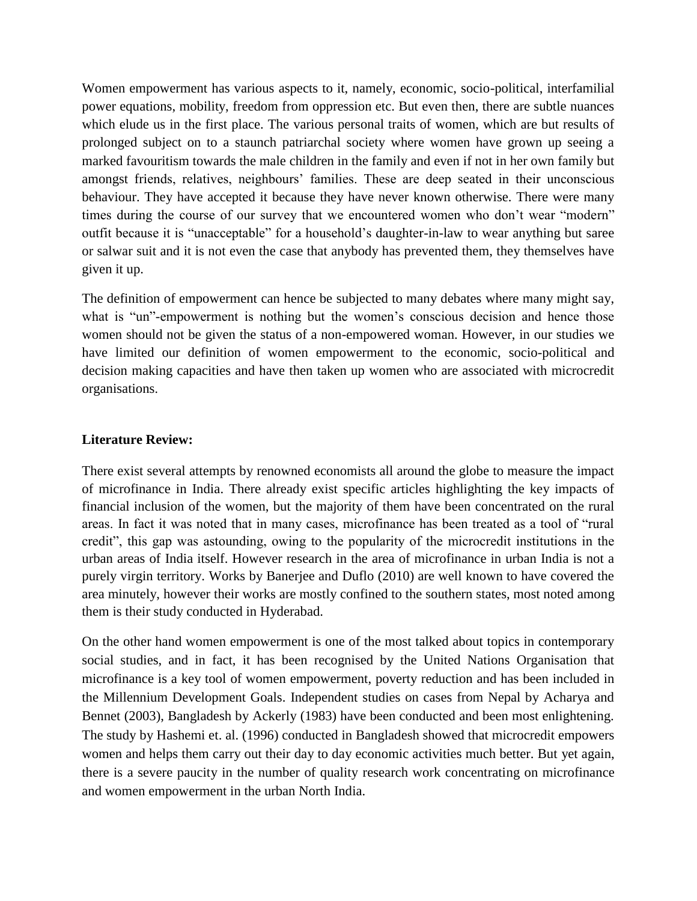Women empowerment has various aspects to it, namely, economic, socio-political, interfamilial power equations, mobility, freedom from oppression etc. But even then, there are subtle nuances which elude us in the first place. The various personal traits of women, which are but results of prolonged subject on to a staunch patriarchal society where women have grown up seeing a marked favouritism towards the male children in the family and even if not in her own family but amongst friends, relatives, neighbours' families. These are deep seated in their unconscious behaviour. They have accepted it because they have never known otherwise. There were many times during the course of our survey that we encountered women who don't wear "modern" outfit because it is "unacceptable" for a household's daughter-in-law to wear anything but saree or salwar suit and it is not even the case that anybody has prevented them, they themselves have given it up.

The definition of empowerment can hence be subjected to many debates where many might say, what is "un"-empowerment is nothing but the women's conscious decision and hence those women should not be given the status of a non-empowered woman. However, in our studies we have limited our definition of women empowerment to the economic, socio-political and decision making capacities and have then taken up women who are associated with microcredit organisations.

**Literature Review:**

There exist several attempts by renowned economists all around the globe to measure the impact of microfinance in India. There already exist specific articles highlighting the key impacts of financial inclusion of the women, but the majority of them have been concentrated on the rural areas. In fact it was noted that in many cases, microfinance has been treated as a tool of "rural credit", this gap was astounding, owing to the popularity of the microcredit institutions in the urban areas of India itself. However research in the area of microfinance in urban India is not a purely virgin territory. Works by Banerjee and Duflo (2010) are well known to have covered the area minutely, however their works are mostly confined to the southern states, most noted among them is their study conducted in Hyderabad.

On the other hand women empowerment is one of the most talked about topics in contemporary social studies, and in fact, it has been recognised by the United Nations Organisation that microfinance is a key tool of women empowerment, poverty reduction and has been included in the Millennium Development Goals. Independent studies on cases from Nepal by Acharya and Bennet (2003), Bangladesh by Ackerly (1983) have been conducted and been most enlightening. The study by Hashemi et. al. (1996) conducted in Bangladesh showed that microcredit empowers women and helps them carry out their day to day economic activities much better. But yet again, there is a severe paucity in the number of quality research work concentrating on microfinance and women empowerment in the urban North India.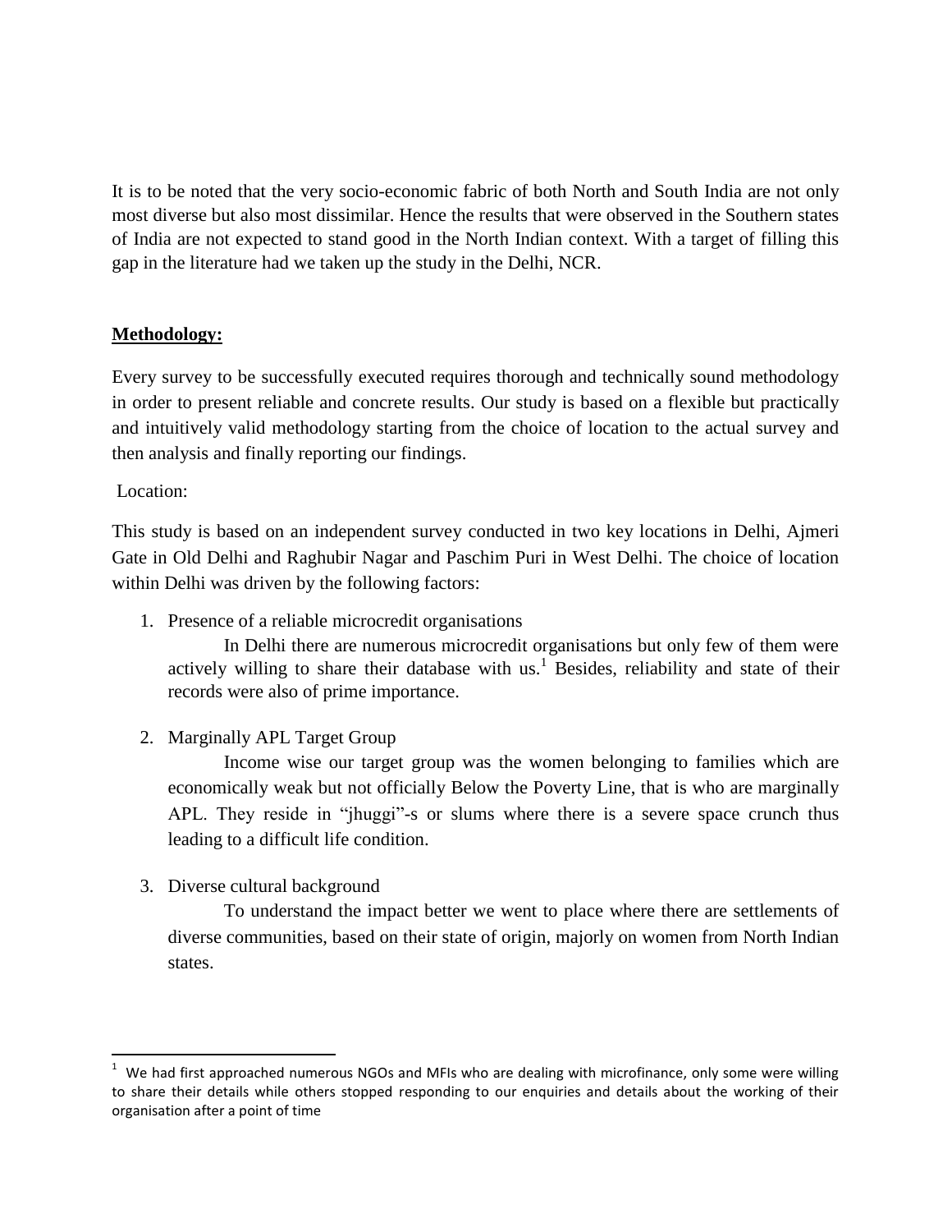It is to be noted that the very socio-economic fabric of both North and South India are not only most diverse but also most dissimilar. Hence the results that were observed in the Southern states of India are not expected to stand good in the North Indian context. With a target of filling this gap in the literature had we taken up the study in the Delhi, NCR.

**Methodology:**

Every survey to be successfully executed requires thorough and technically sound methodology in order to present reliable and concrete results. Our study is based on a flexible but practically and intuitively valid methodology starting from the choice of location to the actual survey and then analysis and finally reporting our findings.

Location:

This study is based on an independent survey conducted in two key locations in Delhi, Ajmeri Gate in Old Delhi and Raghubir Nagar and Paschim Puri in West Delhi. The choice of location within Delhi was driven by the following factors:

1. Presence of a reliable microcredit organisations

   In Delhi there are numerous microcredit organisations but only few of them were actively willing to share their database with us.[1] Besides, reliability and state of their records were also of prime importance.

2. Marginally APL Target Group

   Income wise our target group was the women belonging to families which are economically weak but not officially Below the Poverty Line, that is who are marginally APL. They reside in "jhuggi"-s or slums where there is a severe space crunch thus leading to a difficult life condition.

3. Diverse cultural background

   To understand the impact better we went to place where there are settlements of diverse communities, based on their state of origin, majorly on women from North Indian states.

---

[1] We had first approached numerous NGOs and MFIs who are dealing with microfinance, only some were willing to share their details while others stopped responding to our enquiries and details about the working of their organisation after a point of time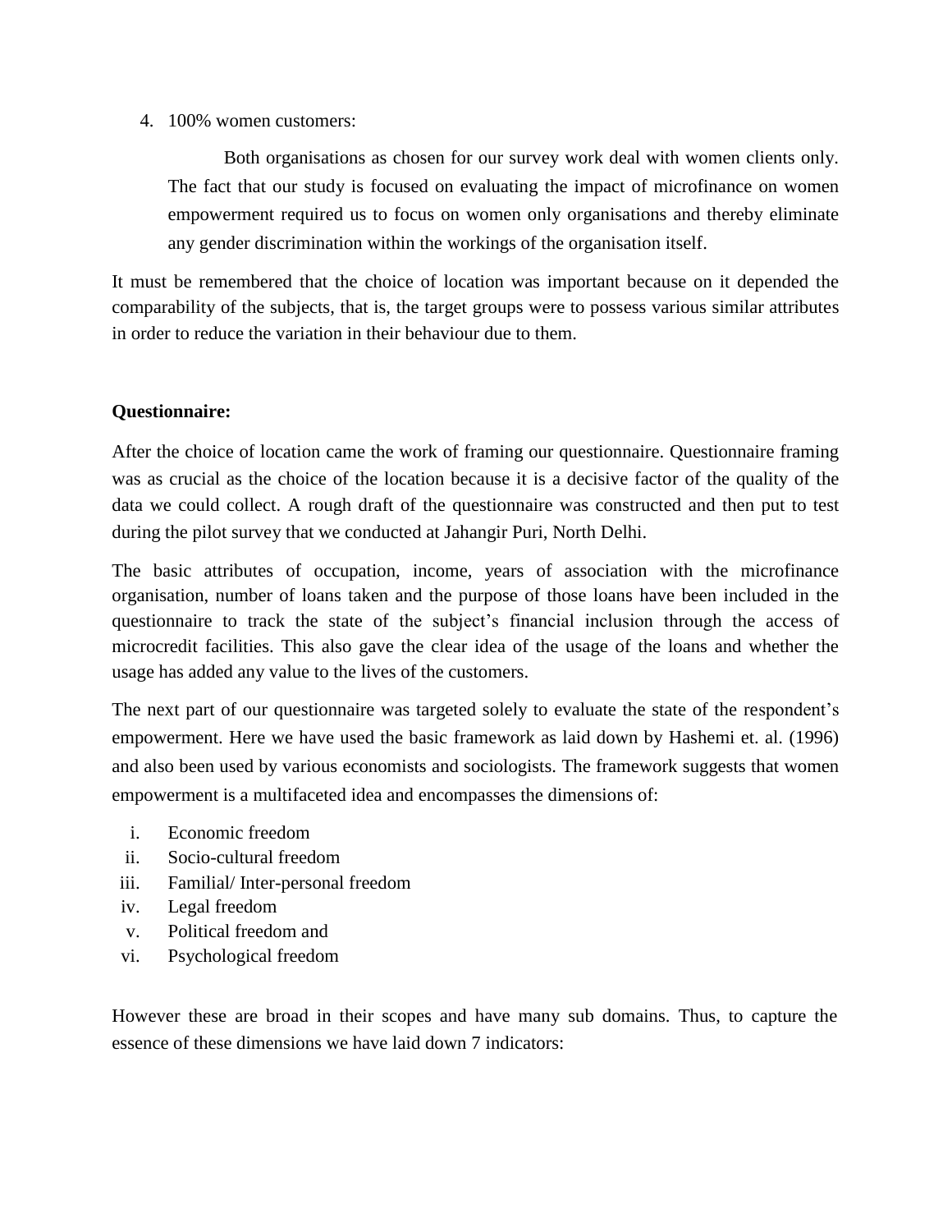4. 100% women customers:

   Both organisations as chosen for our survey work deal with women clients only. The fact that our study is focused on evaluating the impact of microfinance on women empowerment required us to focus on women only organisations and thereby eliminate any gender discrimination within the workings of the organisation itself.

It must be remembered that the choice of location was important because on it depended the comparability of the subjects, that is, the target groups were to possess various similar attributes in order to reduce the variation in their behaviour due to them.

**Questionnaire:**

After the choice of location came the work of framing our questionnaire. Questionnaire framing was as crucial as the choice of the location because it is a decisive factor of the quality of the data we could collect. A rough draft of the questionnaire was constructed and then put to test during the pilot survey that we conducted at Jahangir Puri, North Delhi.

The basic attributes of occupation, income, years of association with the microfinance organisation, number of loans taken and the purpose of those loans have been included in the questionnaire to track the state of the subject's financial inclusion through the access of microcredit facilities. This also gave the clear idea of the usage of the loans and whether the usage has added any value to the lives of the customers.

The next part of our questionnaire was targeted solely to evaluate the state of the respondent's empowerment. Here we have used the basic framework as laid down by Hashemi et. al. (1996) and also been used by various economists and sociologists. The framework suggests that women empowerment is a multifaceted idea and encompasses the dimensions of:

i. Economic freedom
ii. Socio-cultural freedom
iii. Familial/ Inter-personal freedom
iv. Legal freedom
v. Political freedom and
vi. Psychological freedom

However these are broad in their scopes and have many sub domains. Thus, to capture the essence of these dimensions we have laid down 7 indicators: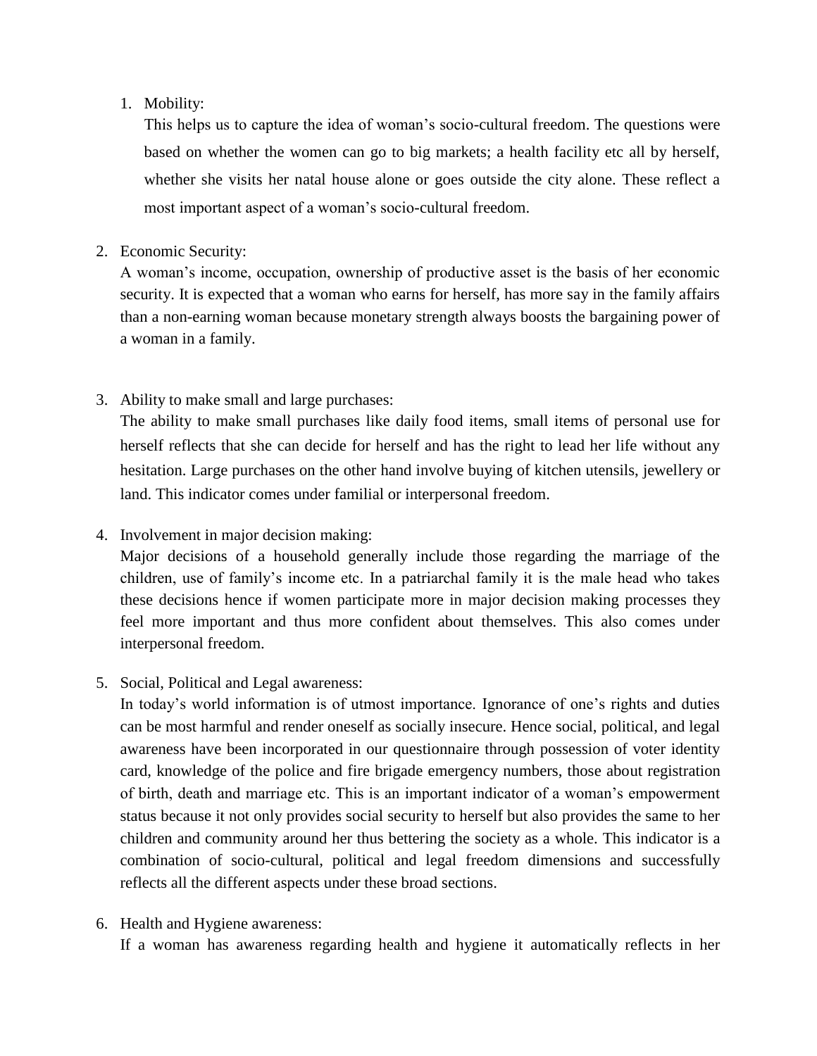1. Mobility:

   This helps us to capture the idea of woman's socio-cultural freedom. The questions were based on whether the women can go to big markets; a health facility etc all by herself, whether she visits her natal house alone or goes outside the city alone. These reflect a most important aspect of a woman's socio-cultural freedom.

2. Economic Security:

   A woman's income, occupation, ownership of productive asset is the basis of her economic security. It is expected that a woman who earns for herself, has more say in the family affairs than a non-earning woman because monetary strength always boosts the bargaining power of a woman in a family.

3. Ability to make small and large purchases:

   The ability to make small purchases like daily food items, small items of personal use for herself reflects that she can decide for herself and has the right to lead her life without any hesitation. Large purchases on the other hand involve buying of kitchen utensils, jewellery or land. This indicator comes under familial or interpersonal freedom.

4. Involvement in major decision making:

   Major decisions of a household generally include those regarding the marriage of the children, use of family's income etc. In a patriarchal family it is the male head who takes these decisions hence if women participate more in major decision making processes they feel more important and thus more confident about themselves. This also comes under interpersonal freedom.

5. Social, Political and Legal awareness:

   In today's world information is of utmost importance. Ignorance of one's rights and duties can be most harmful and render oneself as socially insecure. Hence social, political, and legal awareness have been incorporated in our questionnaire through possession of voter identity card, knowledge of the police and fire brigade emergency numbers, those about registration of birth, death and marriage etc. This is an important indicator of a woman's empowerment status because it not only provides social security to herself but also provides the same to her children and community around her thus bettering the society as a whole. This indicator is a combination of socio-cultural, political and legal freedom dimensions and successfully reflects all the different aspects under these broad sections.

6. Health and Hygiene awareness:

   If a woman has awareness regarding health and hygiene it automatically reflects in her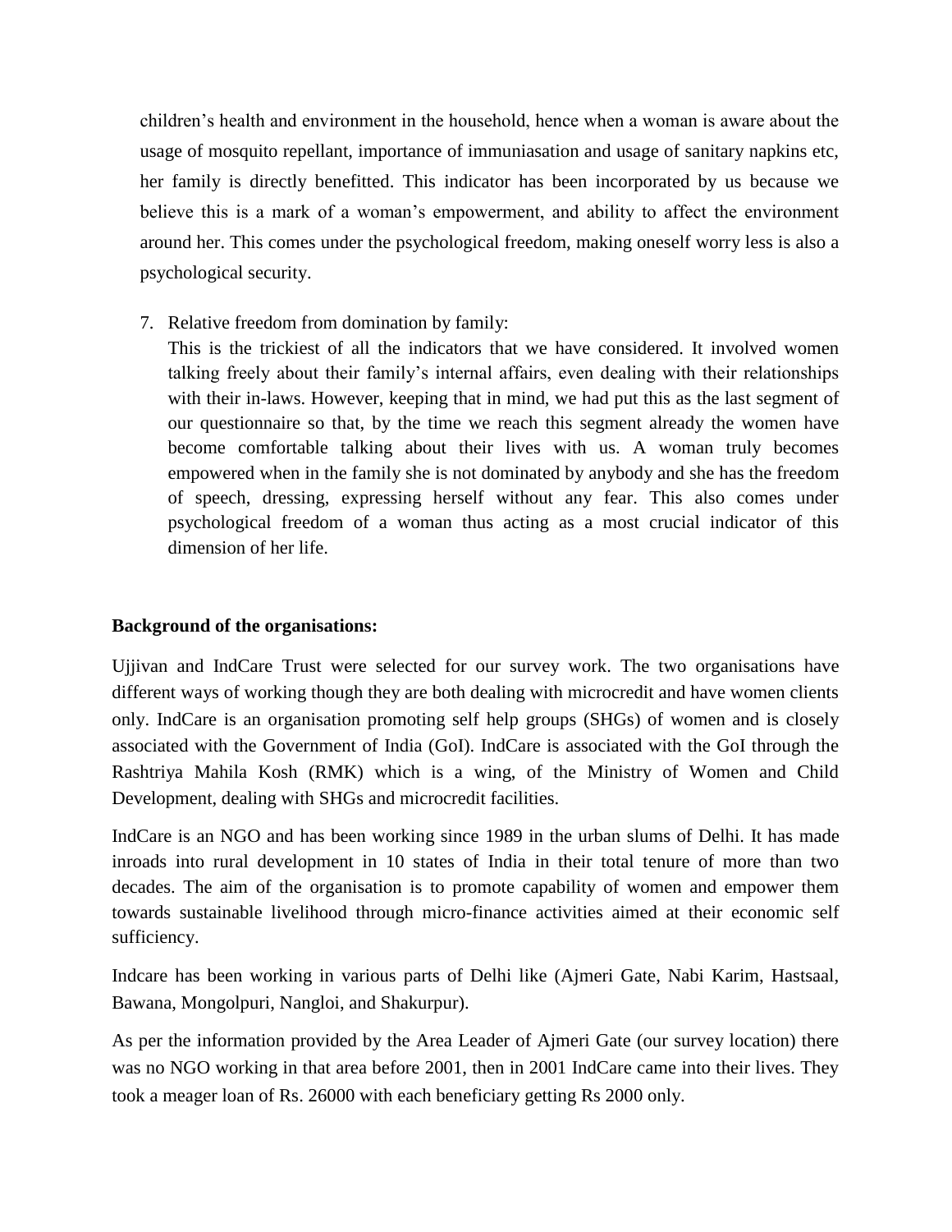children's health and environment in the household, hence when a woman is aware about the usage of mosquito repellant, importance of immuniasation and usage of sanitary napkins etc, her family is directly benefitted. This indicator has been incorporated by us because we believe this is a mark of a woman's empowerment, and ability to affect the environment around her. This comes under the psychological freedom, making oneself worry less is also a psychological security.

7. Relative freedom from domination by family:
   This is the trickiest of all the indicators that we have considered. It involved women talking freely about their family's internal affairs, even dealing with their relationships with their in-laws. However, keeping that in mind, we had put this as the last segment of our questionnaire so that, by the time we reach this segment already the women have become comfortable talking about their lives with us. A woman truly becomes empowered when in the family she is not dominated by anybody and she has the freedom of speech, dressing, expressing herself without any fear. This also comes under psychological freedom of a woman thus acting as a most crucial indicator of this dimension of her life.

**Background of the organisations:**

Ujjivan and IndCare Trust were selected for our survey work. The two organisations have different ways of working though they are both dealing with microcredit and have women clients only. IndCare is an organisation promoting self help groups (SHGs) of women and is closely associated with the Government of India (GoI). IndCare is associated with the GoI through the Rashtriya Mahila Kosh (RMK) which is a wing, of the Ministry of Women and Child Development, dealing with SHGs and microcredit facilities.

IndCare is an NGO and has been working since 1989 in the urban slums of Delhi. It has made inroads into rural development in 10 states of India in their total tenure of more than two decades. The aim of the organisation is to promote capability of women and empower them towards sustainable livelihood through micro-finance activities aimed at their economic self sufficiency.

Indcare has been working in various parts of Delhi like (Ajmeri Gate, Nabi Karim, Hastsaal, Bawana, Mongolpuri, Nangloi, and Shakurpur).

As per the information provided by the Area Leader of Ajmeri Gate (our survey location) there was no NGO working in that area before 2001, then in 2001 IndCare came into their lives. They took a meager loan of Rs. 26000 with each beneficiary getting Rs 2000 only.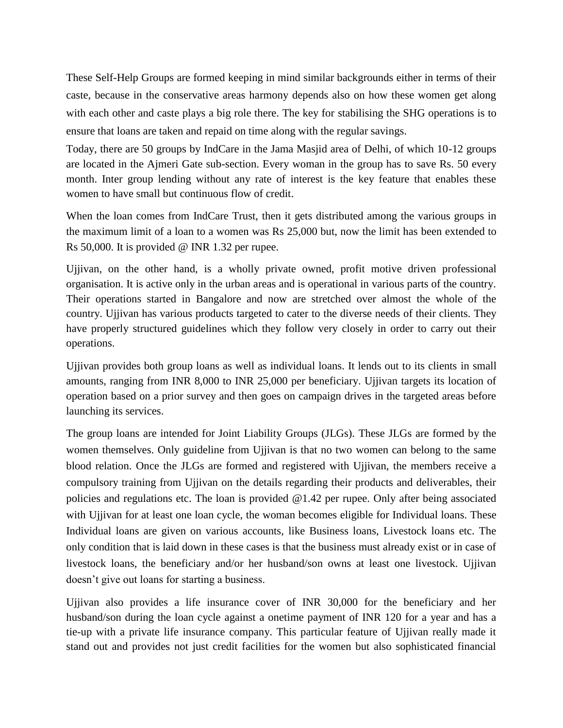These Self-Help Groups are formed keeping in mind similar backgrounds either in terms of their caste, because in the conservative areas harmony depends also on how these women get along with each other and caste plays a big role there. The key for stabilising the SHG operations is to ensure that loans are taken and repaid on time along with the regular savings.

Today, there are 50 groups by IndCare in the Jama Masjid area of Delhi, of which 10-12 groups are located in the Ajmeri Gate sub-section. Every woman in the group has to save Rs. 50 every month. Inter group lending without any rate of interest is the key feature that enables these women to have small but continuous flow of credit.

When the loan comes from IndCare Trust, then it gets distributed among the various groups in the maximum limit of a loan to a women was Rs 25,000 but, now the limit has been extended to Rs 50,000. It is provided @ INR 1.32 per rupee.

Ujjivan, on the other hand, is a wholly private owned, profit motive driven professional organisation. It is active only in the urban areas and is operational in various parts of the country. Their operations started in Bangalore and now are stretched over almost the whole of the country. Ujjivan has various products targeted to cater to the diverse needs of their clients. They have properly structured guidelines which they follow very closely in order to carry out their operations.

Ujjivan provides both group loans as well as individual loans. It lends out to its clients in small amounts, ranging from INR 8,000 to INR 25,000 per beneficiary. Ujjivan targets its location of operation based on a prior survey and then goes on campaign drives in the targeted areas before launching its services.

The group loans are intended for Joint Liability Groups (JLGs). These JLGs are formed by the women themselves. Only guideline from Ujjivan is that no two women can belong to the same blood relation. Once the JLGs are formed and registered with Ujjivan, the members receive a compulsory training from Ujjivan on the details regarding their products and deliverables, their policies and regulations etc. The loan is provided @1.42 per rupee. Only after being associated with Ujjivan for at least one loan cycle, the woman becomes eligible for Individual loans. These Individual loans are given on various accounts, like Business loans, Livestock loans etc. The only condition that is laid down in these cases is that the business must already exist or in case of livestock loans, the beneficiary and/or her husband/son owns at least one livestock. Ujjivan doesn't give out loans for starting a business.

Ujjivan also provides a life insurance cover of INR 30,000 for the beneficiary and her husband/son during the loan cycle against a onetime payment of INR 120 for a year and has a tie-up with a private life insurance company. This particular feature of Ujjivan really made it stand out and provides not just credit facilities for the women but also sophisticated financial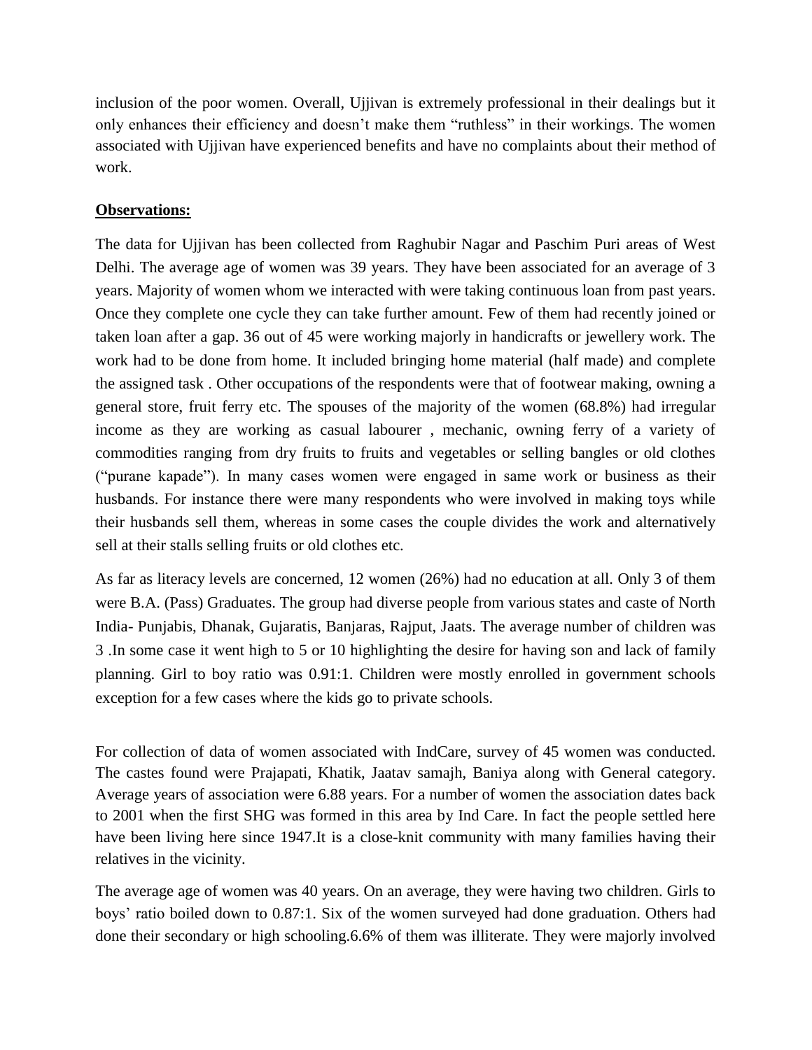inclusion of the poor women. Overall, Ujjivan is extremely professional in their dealings but it only enhances their efficiency and doesn't make them "ruthless" in their workings. The women associated with Ujjivan have experienced benefits and have no complaints about their method of work.

**Observations:**

The data for Ujjivan has been collected from Raghubir Nagar and Paschim Puri areas of West Delhi. The average age of women was 39 years. They have been associated for an average of 3 years. Majority of women whom we interacted with were taking continuous loan from past years. Once they complete one cycle they can take further amount. Few of them had recently joined or taken loan after a gap. 36 out of 45 were working majorly in handicrafts or jewellery work. The work had to be done from home. It included bringing home material (half made) and complete the assigned task . Other occupations of the respondents were that of footwear making, owning a general store, fruit ferry etc. The spouses of the majority of the women (68.8%) had irregular income as they are working as casual labourer , mechanic, owning ferry of a variety of commodities ranging from dry fruits to fruits and vegetables or selling bangles or old clothes ("purane kapade"). In many cases women were engaged in same work or business as their husbands. For instance there were many respondents who were involved in making toys while their husbands sell them, whereas in some cases the couple divides the work and alternatively sell at their stalls selling fruits or old clothes etc.

As far as literacy levels are concerned, 12 women (26%) had no education at all. Only 3 of them were B.A. (Pass) Graduates. The group had diverse people from various states and caste of North India- Punjabis, Dhanak, Gujaratis, Banjaras, Rajput, Jaats. The average number of children was 3 .In some case it went high to 5 or 10 highlighting the desire for having son and lack of family planning. Girl to boy ratio was 0.91:1. Children were mostly enrolled in government schools exception for a few cases where the kids go to private schools.

For collection of data of women associated with IndCare, survey of 45 women was conducted. The castes found were Prajapati, Khatik, Jaatav samajh, Baniya along with General category. Average years of association were 6.88 years. For a number of women the association dates back to 2001 when the first SHG was formed in this area by Ind Care. In fact the people settled here have been living here since 1947.It is a close-knit community with many families having their relatives in the vicinity.

The average age of women was 40 years. On an average, they were having two children. Girls to boys' ratio boiled down to 0.87:1. Six of the women surveyed had done graduation. Others had done their secondary or high schooling.6.6% of them was illiterate. They were majorly involved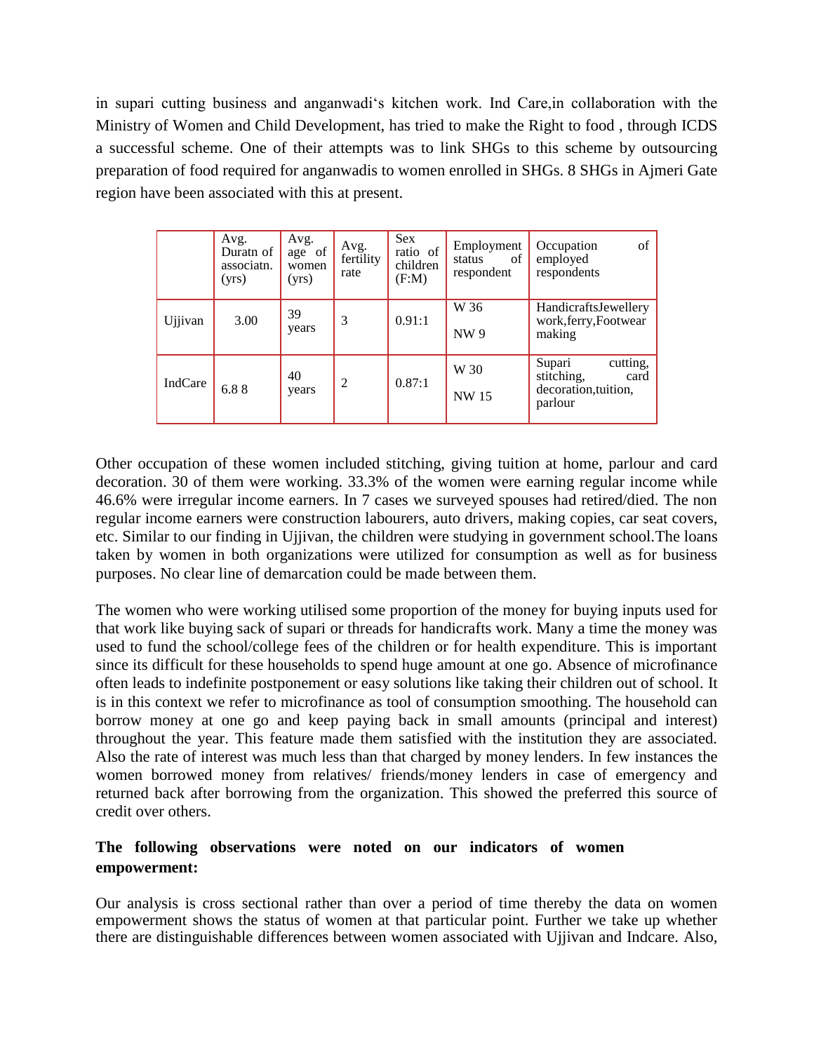in supari cutting business and anganwadi's kitchen work. Ind Care,in collaboration with the Ministry of Women and Child Development, has tried to make the Right to food , through ICDS a successful scheme. One of their attempts was to link SHGs to this scheme by outsourcing preparation of food required for anganwadis to women enrolled in SHGs. 8 SHGs in Ajmeri Gate region have been associated with this at present.

| | Avg. Duratn of associatn. (yrs) | Avg. age of women (yrs) | Avg. fertility rate | Sex ratio of children (F:M) | Employment status of respondent | Occupation of employed respondents |
|---|---|---|---|---|---|---|
| Ujjivan | 3.00 | 39 years | 3 | 0.91:1 | W 36<br>NW 9 | HandicraftsJewellery work,ferry,Footwear making |
| IndCare | 6.8 8 | 40 years | 2 | 0.87:1 | W 30<br>NW 15 | Supari cutting, stitching, card decoration,tuition, parlour |

Other occupation of these women included stitching, giving tuition at home, parlour and card decoration. 30 of them were working. 33.3% of the women were earning regular income while 46.6% were irregular income earners. In 7 cases we surveyed spouses had retired/died. The non regular income earners were construction labourers, auto drivers, making copies, car seat covers, etc. Similar to our finding in Ujjivan, the children were studying in government school.The loans taken by women in both organizations were utilized for consumption as well as for business purposes. No clear line of demarcation could be made between them.

The women who were working utilised some proportion of the money for buying inputs used for that work like buying sack of supari or threads for handicrafts work. Many a time the money was used to fund the school/college fees of the children or for health expenditure. This is important since its difficult for these households to spend huge amount at one go. Absence of microfinance often leads to indefinite postponement or easy solutions like taking their children out of school. It is in this context we refer to microfinance as tool of consumption smoothing. The household can borrow money at one go and keep paying back in small amounts (principal and interest) throughout the year. This feature made them satisfied with the institution they are associated. Also the rate of interest was much less than that charged by money lenders. In few instances the women borrowed money from relatives/ friends/money lenders in case of emergency and returned back after borrowing from the organization. This showed the preferred this source of credit over others.

**The following observations were noted on our indicators of women empowerment:**

Our analysis is cross sectional rather than over a period of time thereby the data on women empowerment shows the status of women at that particular point. Further we take up whether there are distinguishable differences between women associated with Ujjivan and Indcare. Also,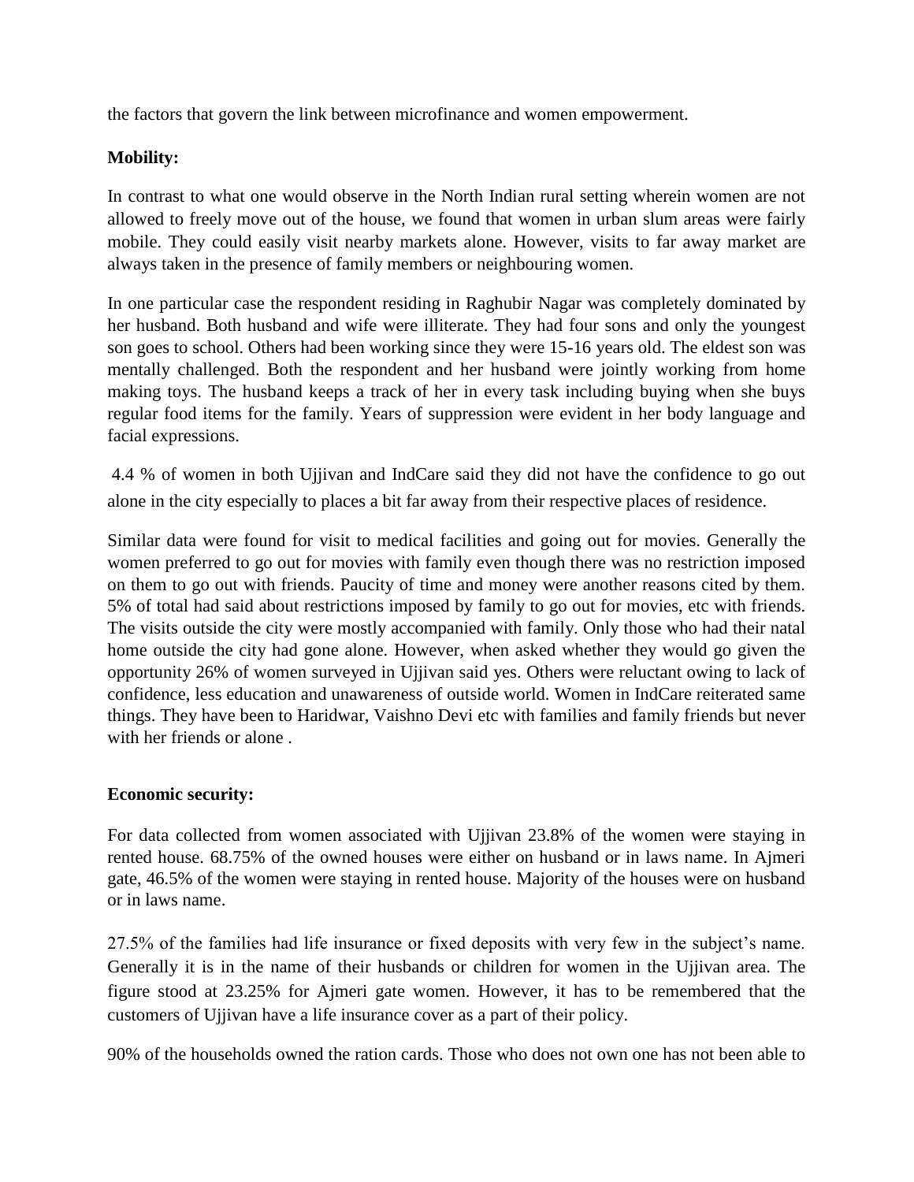the factors that govern the link between microfinance and women empowerment.

**Mobility:**

In contrast to what one would observe in the North Indian rural setting wherein women are not allowed to freely move out of the house, we found that women in urban slum areas were fairly mobile. They could easily visit nearby markets alone. However, visits to far away market are always taken in the presence of family members or neighbouring women.

In one particular case the respondent residing in Raghubir Nagar was completely dominated by her husband. Both husband and wife were illiterate. They had four sons and only the youngest son goes to school. Others had been working since they were 15-16 years old. The eldest son was mentally challenged. Both the respondent and her husband were jointly working from home making toys. The husband keeps a track of her in every task including buying when she buys regular food items for the family. Years of suppression were evident in her body language and facial expressions.

4.4 % of women in both Ujjivan and IndCare said they did not have the confidence to go out alone in the city especially to places a bit far away from their respective places of residence.

Similar data were found for visit to medical facilities and going out for movies. Generally the women preferred to go out for movies with family even though there was no restriction imposed on them to go out with friends. Paucity of time and money were another reasons cited by them. 5% of total had said about restrictions imposed by family to go out for movies, etc with friends. The visits outside the city were mostly accompanied with family. Only those who had their natal home outside the city had gone alone. However, when asked whether they would go given the opportunity 26% of women surveyed in Ujjivan said yes. Others were reluctant owing to lack of confidence, less education and unawareness of outside world. Women in IndCare reiterated same things. They have been to Haridwar, Vaishno Devi etc with families and family friends but never with her friends or alone .

**Economic security:**

For data collected from women associated with Ujjivan 23.8% of the women were staying in rented house. 68.75% of the owned houses were either on husband or in laws name. In Ajmeri gate, 46.5% of the women were staying in rented house. Majority of the houses were on husband or in laws name.

27.5% of the families had life insurance or fixed deposits with very few in the subject's name. Generally it is in the name of their husbands or children for women in the Ujjivan area. The figure stood at 23.25% for Ajmeri gate women. However, it has to be remembered that the customers of Ujjivan have a life insurance cover as a part of their policy.

90% of the households owned the ration cards. Those who does not own one has not been able to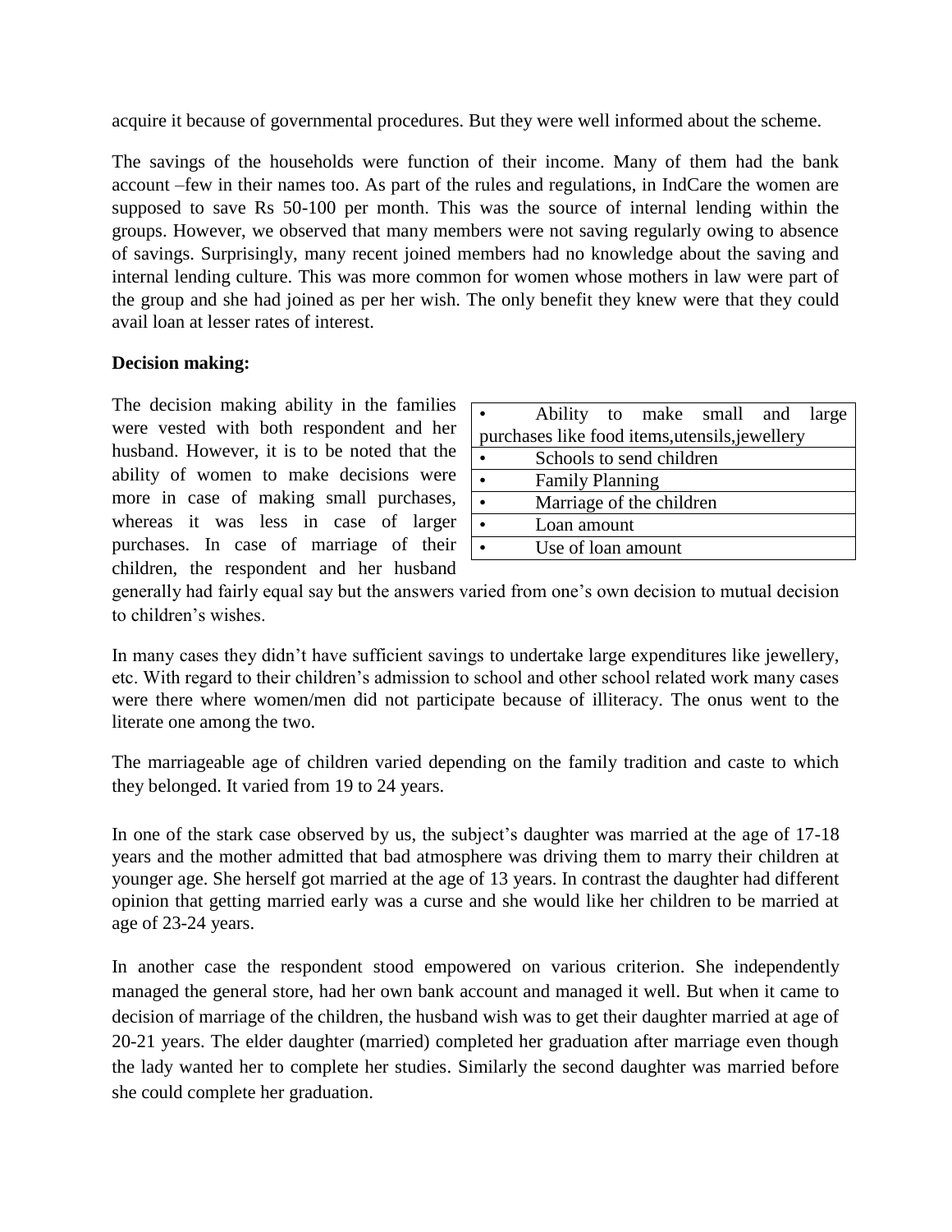acquire it because of governmental procedures. But they were well informed about the scheme.

The savings of the households were function of their income. Many of them had the bank account –few in their names too. As part of the rules and regulations, in IndCare the women are supposed to save Rs 50-100 per month. This was the source of internal lending within the groups. However, we observed that many members were not saving regularly owing to absence of savings. Surprisingly, many recent joined members had no knowledge about the saving and internal lending culture. This was more common for women whose mothers in law were part of the group and she had joined as per her wish. The only benefit they knew were that they could avail loan at lesser rates of interest.

**Decision making:**

The decision making ability in the families were vested with both respondent and her husband. However, it is to be noted that the ability of women to make decisions were more in case of making small purchases, whereas it was less in case of larger purchases. In case of marriage of their children, the respondent and her husband generally had fairly equal say but the answers varied from one's own decision to mutual decision to children's wishes.

| |
|---|
| • Ability to make small and large purchases like food items,utensils,jewellery |
| • Schools to send children |
| • Family Planning |
| • Marriage of the children |
| • Loan amount |
| • Use of loan amount |

In many cases they didn't have sufficient savings to undertake large expenditures like jewellery, etc. With regard to their children's admission to school and other school related work many cases were there where women/men did not participate because of illiteracy. The onus went to the literate one among the two.

The marriageable age of children varied depending on the family tradition and caste to which they belonged. It varied from 19 to 24 years.

In one of the stark case observed by us, the subject's daughter was married at the age of 17-18 years and the mother admitted that bad atmosphere was driving them to marry their children at younger age. She herself got married at the age of 13 years. In contrast the daughter had different opinion that getting married early was a curse and she would like her children to be married at age of 23-24 years.

In another case the respondent stood empowered on various criterion. She independently managed the general store, had her own bank account and managed it well. But when it came to decision of marriage of the children, the husband wish was to get their daughter married at age of 20-21 years. The elder daughter (married) completed her graduation after marriage even though the lady wanted her to complete her studies. Similarly the second daughter was married before she could complete her graduation.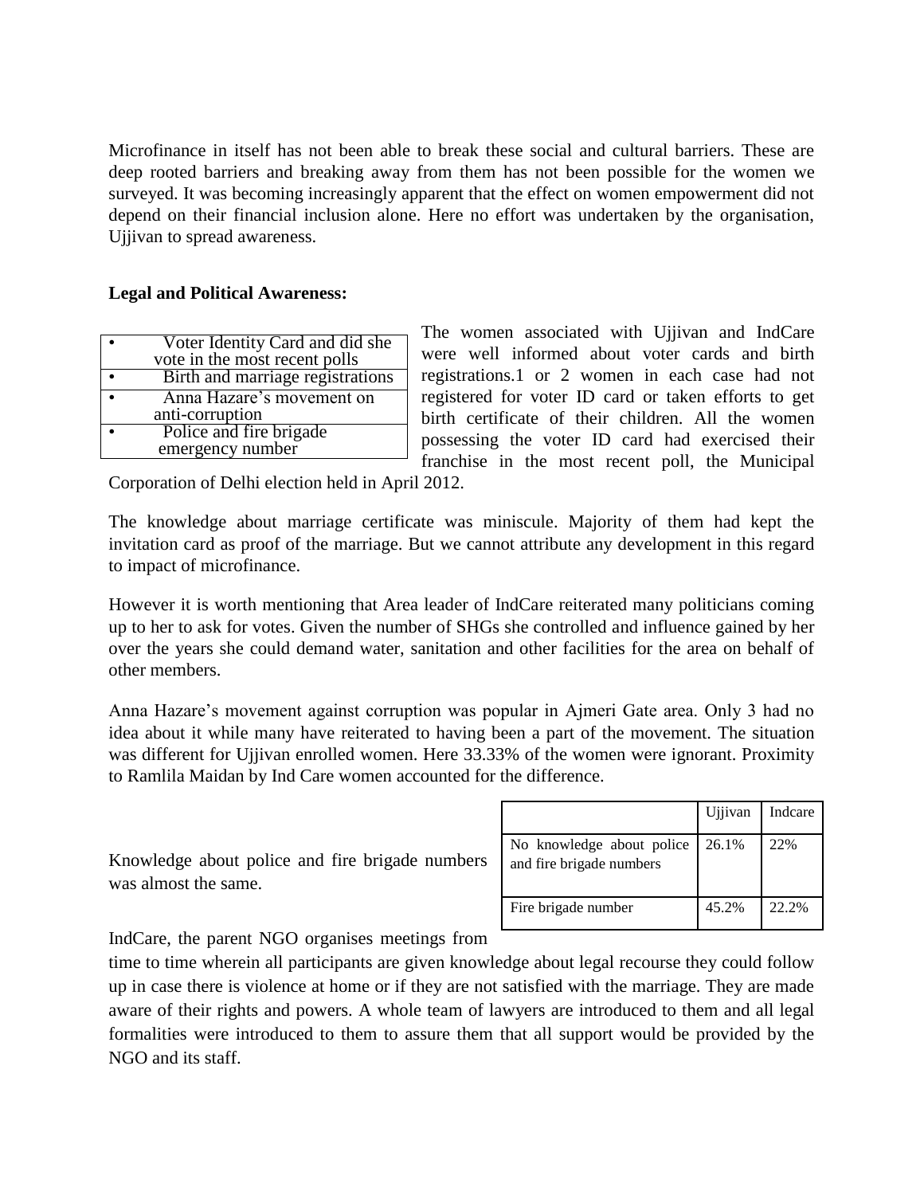Microfinance in itself has not been able to break these social and cultural barriers. These are deep rooted barriers and breaking away from them has not been possible for the women we surveyed. It was becoming increasingly apparent that the effect on women empowerment did not depend on their financial inclusion alone. Here no effort was undertaken by the organisation, Ujjivan to spread awareness.

**Legal and Political Awareness:**

| |
|---|
| • Voter Identity Card and did she vote in the most recent polls |
| • Birth and marriage registrations |
| • Anna Hazare's movement on anti-corruption |
| • Police and fire brigade emergency number |

The women associated with Ujjivan and IndCare were well informed about voter cards and birth registrations.1 or 2 women in each case had not registered for voter ID card or taken efforts to get birth certificate of their children. All the women possessing the voter ID card had exercised their franchise in the most recent poll, the Municipal Corporation of Delhi election held in April 2012.

The knowledge about marriage certificate was miniscule. Majority of them had kept the invitation card as proof of the marriage. But we cannot attribute any development in this regard to impact of microfinance.

However it is worth mentioning that Area leader of IndCare reiterated many politicians coming up to her to ask for votes. Given the number of SHGs she controlled and influence gained by her over the years she could demand water, sanitation and other facilities for the area on behalf of other members.

Anna Hazare's movement against corruption was popular in Ajmeri Gate area. Only 3 had no idea about it while many have reiterated to having been a part of the movement. The situation was different for Ujjivan enrolled women. Here 33.33% of the women were ignorant. Proximity to Ramlila Maidan by Ind Care women accounted for the difference.

Knowledge about police and fire brigade numbers was almost the same.

| | Ujjivan | Indcare |
|---|---|---|
| No knowledge about police and fire brigade numbers | 26.1% | 22% |
| Fire brigade number | 45.2% | 22.2% |

IndCare, the parent NGO organises meetings from time to time wherein all participants are given knowledge about legal recourse they could follow up in case there is violence at home or if they are not satisfied with the marriage. They are made aware of their rights and powers. A whole team of lawyers are introduced to them and all legal formalities were introduced to them to assure them that all support would be provided by the NGO and its staff.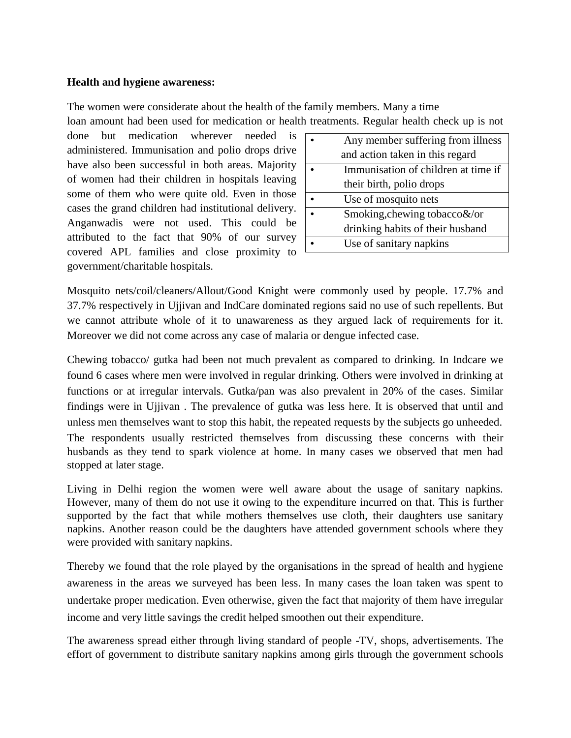**Health and hygiene awareness:**

The women were considerate about the health of the family members. Many a time loan amount had been used for medication or health treatments. Regular health check up is not done but medication wherever needed is administered. Immunisation and polio drops drive have also been successful in both areas. Majority of women had their children in hospitals leaving some of them who were quite old. Even in those cases the grand children had institutional delivery. Anganwadis were not used. This could be attributed to the fact that 90% of our survey covered APL families and close proximity to government/charitable hospitals.

| |
|---|
| • Any member suffering from illness and action taken in this regard |
| • Immunisation of children at time if their birth, polio drops |
| • Use of mosquito nets |
| • Smoking,chewing tobacco&/or drinking habits of their husband |
| • Use of sanitary napkins |

Mosquito nets/coil/cleaners/Allout/Good Knight were commonly used by people. 17.7% and 37.7% respectively in Ujjivan and IndCare dominated regions said no use of such repellents. But we cannot attribute whole of it to unawareness as they argued lack of requirements for it. Moreover we did not come across any case of malaria or dengue infected case.

Chewing tobacco/ gutka had been not much prevalent as compared to drinking. In Indcare we found 6 cases where men were involved in regular drinking. Others were involved in drinking at functions or at irregular intervals. Gutka/pan was also prevalent in 20% of the cases. Similar findings were in Ujjivan . The prevalence of gutka was less here. It is observed that until and unless men themselves want to stop this habit, the repeated requests by the subjects go unheeded. The respondents usually restricted themselves from discussing these concerns with their husbands as they tend to spark violence at home. In many cases we observed that men had stopped at later stage.

Living in Delhi region the women were well aware about the usage of sanitary napkins. However, many of them do not use it owing to the expenditure incurred on that. This is further supported by the fact that while mothers themselves use cloth, their daughters use sanitary napkins. Another reason could be the daughters have attended government schools where they were provided with sanitary napkins.

Thereby we found that the role played by the organisations in the spread of health and hygiene awareness in the areas we surveyed has been less. In many cases the loan taken was spent to undertake proper medication. Even otherwise, given the fact that majority of them have irregular income and very little savings the credit helped smoothen out their expenditure.

The awareness spread either through living standard of people -TV, shops, advertisements. The effort of government to distribute sanitary napkins among girls through the government schools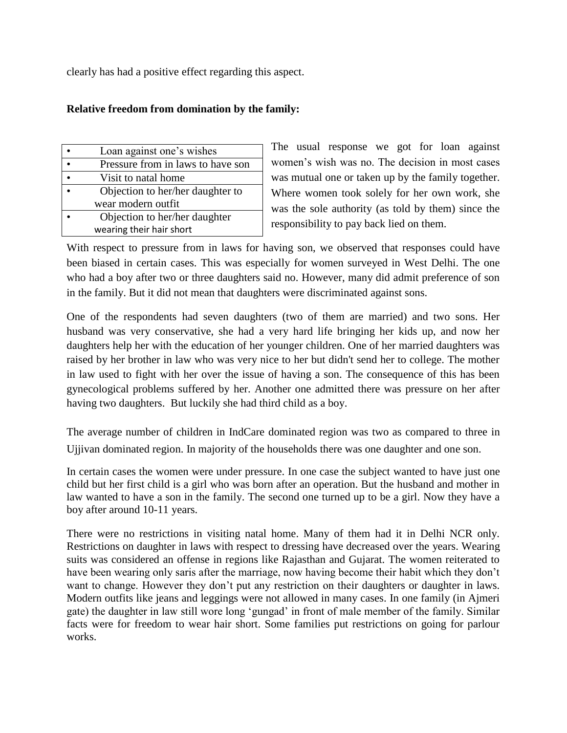clearly has had a positive effect regarding this aspect.

**Relative freedom from domination by the family:**

| • Loan against one's wishes |
|---|
| • Pressure from in laws to have son |
| • Visit to natal home |
| • Objection to her/her daughter to wear modern outfit |
| • Objection to her/her daughter wearing their hair short |

The usual response we got for loan against women's wish was no. The decision in most cases was mutual one or taken up by the family together. Where women took solely for her own work, she was the sole authority (as told by them) since the responsibility to pay back lied on them.

With respect to pressure from in laws for having son, we observed that responses could have been biased in certain cases. This was especially for women surveyed in West Delhi. The one who had a boy after two or three daughters said no. However, many did admit preference of son in the family. But it did not mean that daughters were discriminated against sons.

One of the respondents had seven daughters (two of them are married) and two sons. Her husband was very conservative, she had a very hard life bringing her kids up, and now her daughters help her with the education of her younger children. One of her married daughters was raised by her brother in law who was very nice to her but didn't send her to college. The mother in law used to fight with her over the issue of having a son. The consequence of this has been gynecological problems suffered by her. Another one admitted there was pressure on her after having two daughters. But luckily she had third child as a boy.

The average number of children in IndCare dominated region was two as compared to three in Ujjivan dominated region. In majority of the households there was one daughter and one son.

In certain cases the women were under pressure. In one case the subject wanted to have just one child but her first child is a girl who was born after an operation. But the husband and mother in law wanted to have a son in the family. The second one turned up to be a girl. Now they have a boy after around 10-11 years.

There were no restrictions in visiting natal home. Many of them had it in Delhi NCR only. Restrictions on daughter in laws with respect to dressing have decreased over the years. Wearing suits was considered an offense in regions like Rajasthan and Gujarat. The women reiterated to have been wearing only saris after the marriage, now having become their habit which they don't want to change. However they don't put any restriction on their daughters or daughter in laws. Modern outfits like jeans and leggings were not allowed in many cases. In one family (in Ajmeri gate) the daughter in law still wore long 'gungad' in front of male member of the family. Similar facts were for freedom to wear hair short. Some families put restrictions on going for parlour works.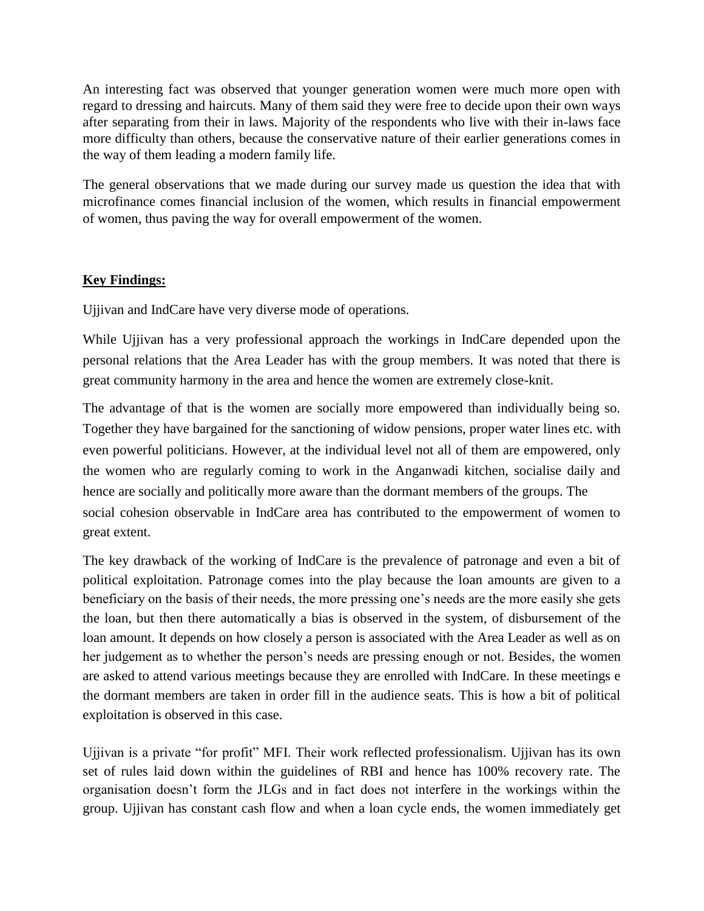An interesting fact was observed that younger generation women were much more open with regard to dressing and haircuts. Many of them said they were free to decide upon their own ways after separating from their in laws. Majority of the respondents who live with their in-laws face more difficulty than others, because the conservative nature of their earlier generations comes in the way of them leading a modern family life.

The general observations that we made during our survey made us question the idea that with microfinance comes financial inclusion of the women, which results in financial empowerment of women, thus paving the way for overall empowerment of the women.

**Key Findings:**

Ujjivan and IndCare have very diverse mode of operations.

While Ujjivan has a very professional approach the workings in IndCare depended upon the personal relations that the Area Leader has with the group members. It was noted that there is great community harmony in the area and hence the women are extremely close-knit.

The advantage of that is the women are socially more empowered than individually being so. Together they have bargained for the sanctioning of widow pensions, proper water lines etc. with even powerful politicians. However, at the individual level not all of them are empowered, only the women who are regularly coming to work in the Anganwadi kitchen, socialise daily and hence are socially and politically more aware than the dormant members of the groups. The social cohesion observable in IndCare area has contributed to the empowerment of women to great extent.

The key drawback of the working of IndCare is the prevalence of patronage and even a bit of political exploitation. Patronage comes into the play because the loan amounts are given to a beneficiary on the basis of their needs, the more pressing one's needs are the more easily she gets the loan, but then there automatically a bias is observed in the system, of disbursement of the loan amount. It depends on how closely a person is associated with the Area Leader as well as on her judgement as to whether the person's needs are pressing enough or not. Besides, the women are asked to attend various meetings because they are enrolled with IndCare. In these meetings e the dormant members are taken in order fill in the audience seats. This is how a bit of political exploitation is observed in this case.

Ujjivan is a private "for profit" MFI. Their work reflected professionalism. Ujjivan has its own set of rules laid down within the guidelines of RBI and hence has 100% recovery rate. The organisation doesn't form the JLGs and in fact does not interfere in the workings within the group. Ujjivan has constant cash flow and when a loan cycle ends, the women immediately get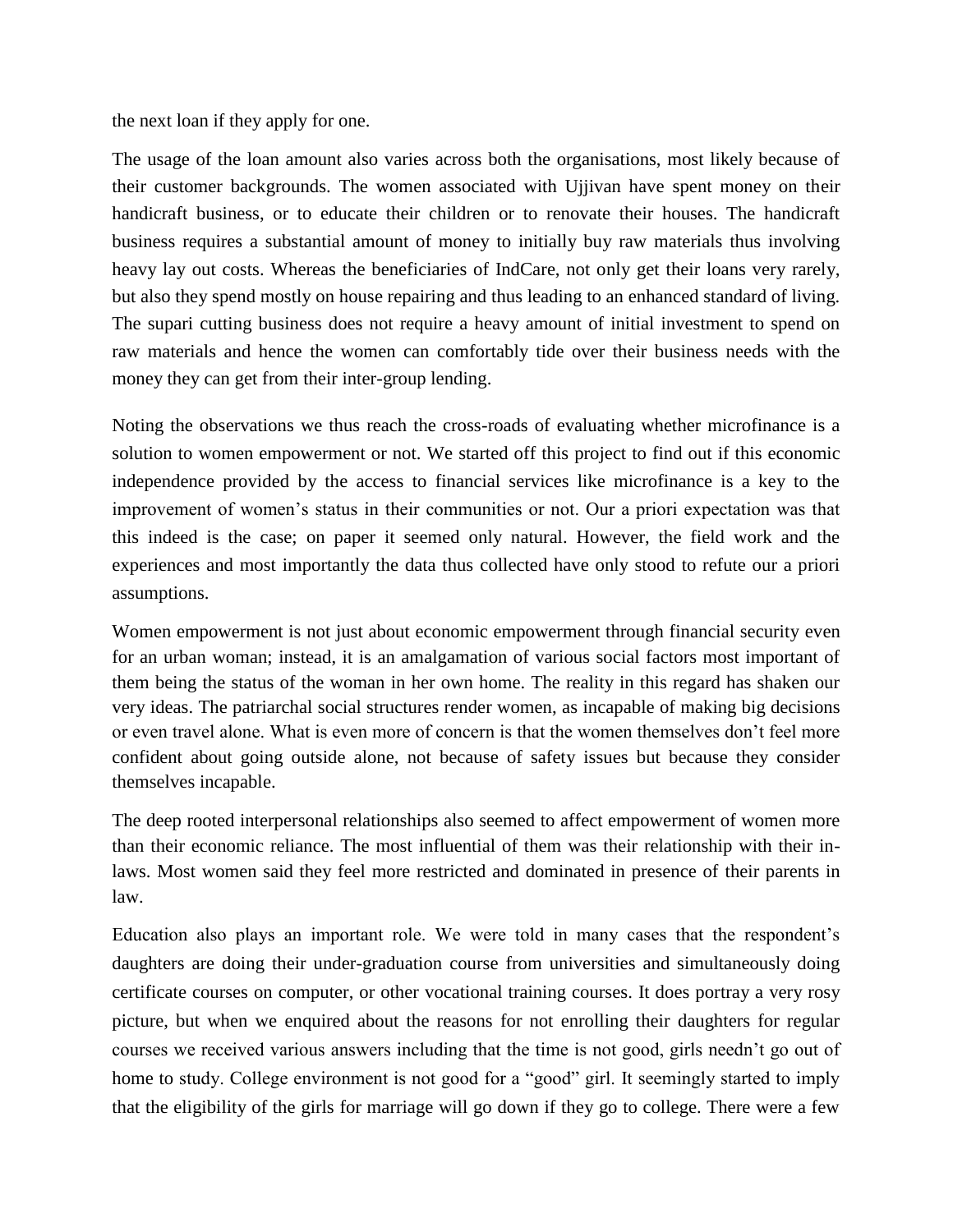the next loan if they apply for one.

The usage of the loan amount also varies across both the organisations, most likely because of their customer backgrounds. The women associated with Ujjivan have spent money on their handicraft business, or to educate their children or to renovate their houses. The handicraft business requires a substantial amount of money to initially buy raw materials thus involving heavy lay out costs. Whereas the beneficiaries of IndCare, not only get their loans very rarely, but also they spend mostly on house repairing and thus leading to an enhanced standard of living. The supari cutting business does not require a heavy amount of initial investment to spend on raw materials and hence the women can comfortably tide over their business needs with the money they can get from their inter-group lending.

Noting the observations we thus reach the cross-roads of evaluating whether microfinance is a solution to women empowerment or not. We started off this project to find out if this economic independence provided by the access to financial services like microfinance is a key to the improvement of women's status in their communities or not. Our a priori expectation was that this indeed is the case; on paper it seemed only natural. However, the field work and the experiences and most importantly the data thus collected have only stood to refute our a priori assumptions.

Women empowerment is not just about economic empowerment through financial security even for an urban woman; instead, it is an amalgamation of various social factors most important of them being the status of the woman in her own home. The reality in this regard has shaken our very ideas. The patriarchal social structures render women, as incapable of making big decisions or even travel alone. What is even more of concern is that the women themselves don't feel more confident about going outside alone, not because of safety issues but because they consider themselves incapable.

The deep rooted interpersonal relationships also seemed to affect empowerment of women more than their economic reliance. The most influential of them was their relationship with their in-laws. Most women said they feel more restricted and dominated in presence of their parents in law.

Education also plays an important role. We were told in many cases that the respondent's daughters are doing their under-graduation course from universities and simultaneously doing certificate courses on computer, or other vocational training courses. It does portray a very rosy picture, but when we enquired about the reasons for not enrolling their daughters for regular courses we received various answers including that the time is not good, girls needn't go out of home to study. College environment is not good for a "good" girl. It seemingly started to imply that the eligibility of the girls for marriage will go down if they go to college. There were a few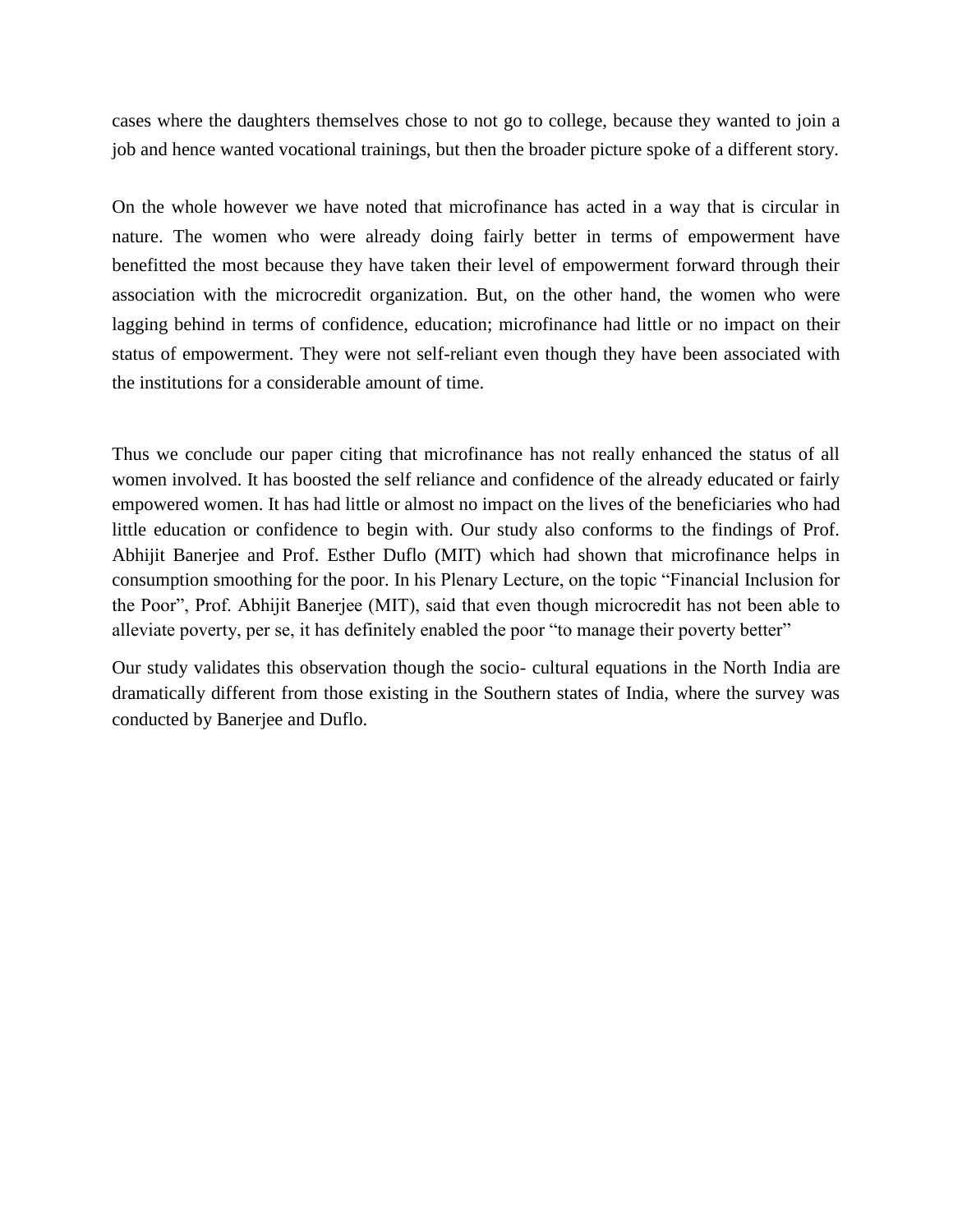cases where the daughters themselves chose to not go to college, because they wanted to join a job and hence wanted vocational trainings, but then the broader picture spoke of a different story.

On the whole however we have noted that microfinance has acted in a way that is circular in nature. The women who were already doing fairly better in terms of empowerment have benefitted the most because they have taken their level of empowerment forward through their association with the microcredit organization. But, on the other hand, the women who were lagging behind in terms of confidence, education; microfinance had little or no impact on their status of empowerment. They were not self-reliant even though they have been associated with the institutions for a considerable amount of time.

Thus we conclude our paper citing that microfinance has not really enhanced the status of all women involved. It has boosted the self reliance and confidence of the already educated or fairly empowered women. It has had little or almost no impact on the lives of the beneficiaries who had little education or confidence to begin with. Our study also conforms to the findings of Prof. Abhijit Banerjee and Prof. Esther Duflo (MIT) which had shown that microfinance helps in consumption smoothing for the poor. In his Plenary Lecture, on the topic "Financial Inclusion for the Poor", Prof. Abhijit Banerjee (MIT), said that even though microcredit has not been able to alleviate poverty, per se, it has definitely enabled the poor "to manage their poverty better"

Our study validates this observation though the socio- cultural equations in the North India are dramatically different from those existing in the Southern states of India, where the survey was conducted by Banerjee and Duflo.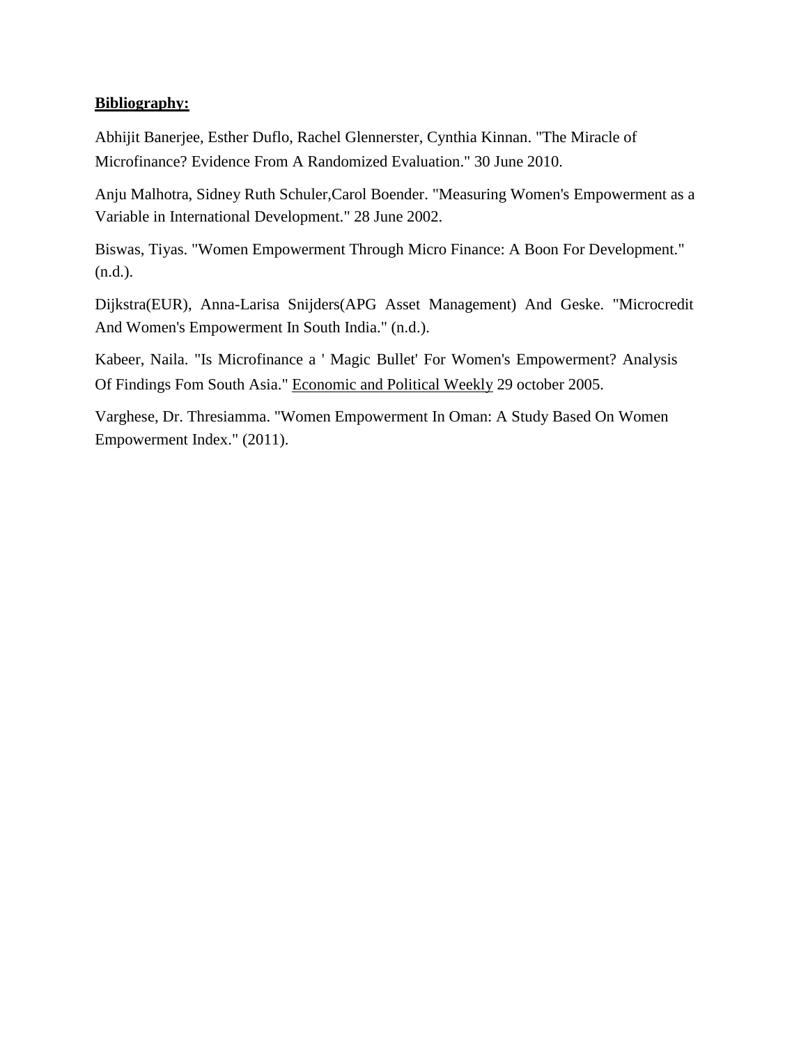**Bibliography:**

Abhijit Banerjee, Esther Duflo, Rachel Glennerster, Cynthia Kinnan. "The Miracle of Microfinance? Evidence From A Randomized Evaluation." 30 June 2010.

Anju Malhotra, Sidney Ruth Schuler,Carol Boender. "Measuring Women's Empowerment as a Variable in International Development." 28 June 2002.

Biswas, Tiyas. "Women Empowerment Through Micro Finance: A Boon For Development." (n.d.).

Dijkstra(EUR), Anna-Larisa Snijders(APG Asset Management) And Geske. "Microcredit And Women's Empowerment In South India." (n.d.).

Kabeer, Naila. "Is Microfinance a ' Magic Bullet' For Women's Empowerment? Analysis Of Findings Fom South Asia." <u>Economic and Political Weekly</u> 29 october 2005.

Varghese, Dr. Thresiamma. "Women Empowerment In Oman: A Study Based On Women Empowerment Index." (2011).